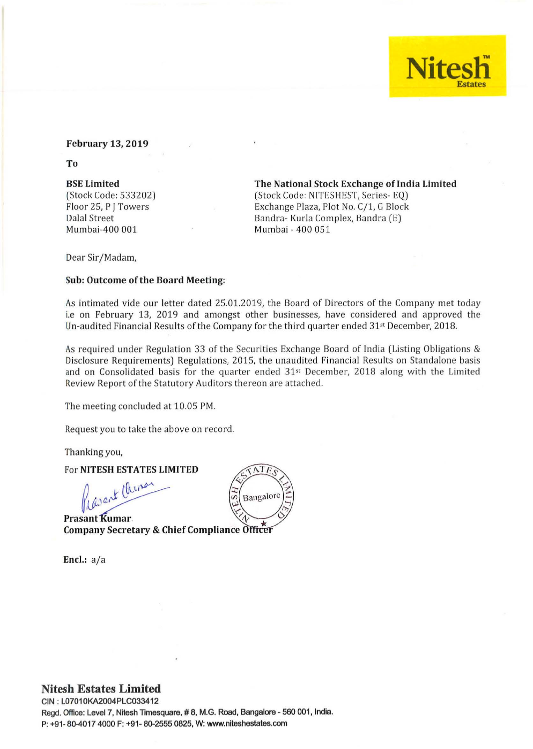**February 13, 2019**

**To**

**BSE Limited**
(Stock Code: 533202)
Floor 25, P J Towers
Dalal Street
Mumbai-400 001

**The National Stock Exchange of India Limited**
(Stock Code: NITESHEST, Series- EQ)
Exchange Plaza, Plot No. C/1, G Block
Bandra- Kurla Complex, Bandra (E)
Mumbai - 400 051

Dear Sir/Madam,

**Sub: Outcome of the Board Meeting:**

As intimated vide our letter dated 25.01.2019, the Board of Directors of the Company met today i.e on February 13, 2019 and amongst other businesses, have considered and approved the Un-audited Financial Results of the Company for the third quarter ended 31st December, 2018.

As required under Regulation 33 of the Securities Exchange Board of India (Listing Obligations & Disclosure Requirements) Regulations, 2015, the unaudited Financial Results on Standalone basis and on Consolidated basis for the quarter ended 31st December, 2018 along with the Limited Review Report of the Statutory Auditors thereon are attached.

The meeting concluded at 10.05 PM.

Request you to take the above on record.

Thanking you,

For **NITESH ESTATES LIMITED**

**Prasant Kumar**
**Company Secretary & Chief Compliance Officer**

**Encl.:** a/a

**Nitesh Estates Limited**
CIN : L07010KA2004PLC033412
Regd. Office: Level 7, Nitesh Timesquare, # 8, M.G. Road, Bangalore - 560 001, India.
P: +91- 80-4017 4000 F: +91- 80-2555 0825, W: www.niteshestates.com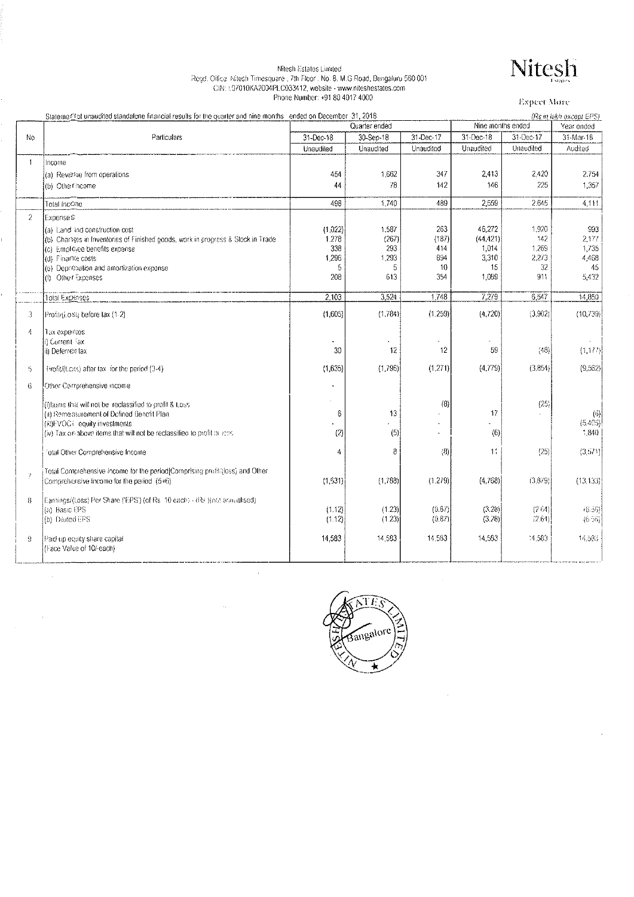Nitesh Estates Limited
Regd. Office: Nitesh Timesquare, 7th Floor, No. 8, M.G Road, Bengaluru 560 001
CIN: L07010KA2004PLC033412, website - www.niteshestates.com
Phone Number: +91 80 4017 4000

**Nitesh**
Expect More

Statement of unaudited standalone financial results for the quarter and nine months ended on December 31, 2018

*(Rs in lakh except EPS)*

| No | Particulars | Quarter ended | | | Nine months ended | | Year ended |
|---|---|---|---|---|---|---|---|
| | | 31-Dec-18 | 30-Sep-18 | 31-Dec-17 | 31-Dec-18 | 31-Dec-17 | 31-Mar-18 |
| | | Unaudited | Unaudited | Unaudited | Unaudited | Unaudited | Audited |
| 1 | Income | | | | | | |
| | (a) Revenue from operations | 454 | 1,662 | 347 | 2,413 | 2,420 | 2,754 |
| | (b) Other income | 44 | 78 | 142 | 146 | 225 | 1,357 |
| | Total Income | 498 | 1,740 | 489 | 2,559 | 2,645 | 4,111 |
| 2 | Expenses | | | | | | |
| | (a) Land and construction cost | (1,022) | 1,587 | 263 | 46,272 | 1,920 | 993 |
| | (b) Changes in inventories of Finished goods, work in progress & Stock in Trade | 1,278 | (267) | (187) | (44,421) | 142 | 2,177 |
| | (c) Employee benefits expense | 338 | 293 | 414 | 1,014 | 1,269 | 1,735 |
| | (d) Finance costs | 1,296 | 1,293 | 894 | 3,310 | 2,273 | 4,468 |
| | (e) Depreciation and amortization expense | 5 | 5 | 10 | 15 | 32 | 45 |
| | (f) Other Expenses | 208 | 613 | 354 | 1,089 | 911 | 5,432 |
| | Total Expenses | 2,103 | 3,524 | 1,748 | 7,279 | 6,547 | 14,850 |
| 3 | Profit/(Loss) before tax (1-2) | (1,605) | (1,784) | (1,259) | (4,720) | (3,902) | (10,739) |
| 4 | Tax expenses | | | | | | |
| | i) Current Tax | - | - | - | - | | |
| | ii) Deferred tax | 30 | 12 | 12 | 59 | (48) | (1,177) |
| 5 | Profit/(Loss) after tax for the period (3-4) | (1,635) | (1,796) | (1,271) | (4,779) | (3,854) | (9,562) |
| 6 | Other Comprehensive income | - | | | | | |
| | (i)Items that will not be reclassified to profit & Loss | | | (8) | | (25) | |
| | (ii) Remeasurement of Defined Benefit Plan | 6 | 13 | - | 17 | - | (6) |
| | (iii)FVOCI - equity investments | - | - | - | - | | (5,405) |
| | (iv) Tax on above items that will not be reclassified to profit or loss | (2) | (5) | - | (6) | | 1,840 |
| | Total Other Comprehensive Income | 4 | 8 | (8) | 11 | (25) | (3,571) |
| 7 | Total Comprehensive Income for the period(Comprising profit/(loss) and Other Comprehensive income for the period (5+6) | (1,631) | (1,788) | (1,279) | (4,768) | (3,879) | (13,133) |
| 8 | Earnings/(Loss) Per Share ('EPS') (of Rs 10 each) - (Rs )(not annualised) | | | | | | |
| | (a) Basic EPS | (1.12) | (1.23) | (0.87) | (3.28) | (2.64) | (6.56) |
| | (b) Diluted EPS | (1.12) | (1.23) | (0.87) | (3.28) | (2.64) | (6.56) |
| 9 | Paid up equity share capital (Face Value of 10/-each) | 14,583 | 14,583 | 14,583 | 14,583 | 14,583 | 14,583 |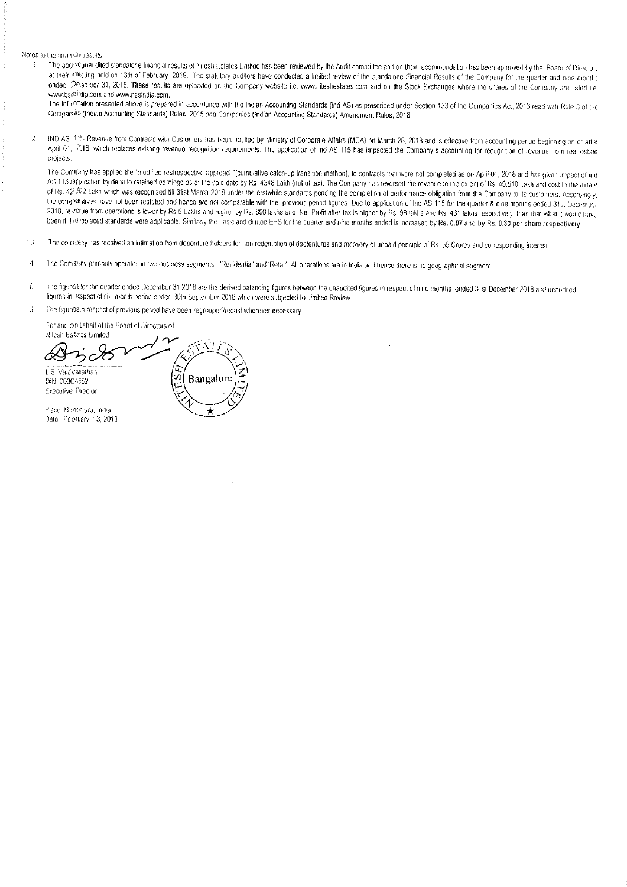Notes to the financial results

1. The above unaudited standalone financial results of Nitesh Estates Limited has been reviewed by the Audit committee and on their recommendation has been approved by the Board of Directors at their meeting held on 13th of February 2019. The statutory auditors have conducted a limited review of the standalone Financial Results of the Company for the quarter and nine months ended December 31, 2018. These results are uploaded on the Company website i.e. www.niteshestates.com and on the Stock Exchanges where the shares of the Company are listed i.e. www.bseindia.com and www.nseindia.com.

   The information presented above is prepared in accordance with the Indian Accounting Standards (Ind AS) as prescribed under Section 133 of the Companies Act, 2013 read with Rule 3 of the Companies (Indian Accounting Standards) Rules, 2015 and Companies (Indian Accounting Standards) Amendment Rules, 2016.

2. IND AS 115- Revenue from Contracts with Customers has been notified by Ministry of Corporate Affairs (MCA) on March 28, 2018 and is effective from accounting period beginning on or after April 01, 2018, which replaces existing revenue recognition requirements. The application of Ind AS 115 has impacted the Company's accounting for recognition of revenue from real estate projects.

   The Company has applied the "modified restrospective approach"(cumulative catch-up transition method), to contracts that were not completed as on April 01, 2018 and has given impact of Ind AS 115 application by debit to retained earnings as at the said date by Rs. 4348 Lakh (net of tax). The Company has reversed the revenue to the extent of Rs. 49,510 Lakh and cost to the extent of Rs. 42,972 Lakh which was recognized till 31st March 2018 under the erstwhile standards pending the completion of performance obligation from the Company to its customers. Accordingly, the comparatives have not been restated and hence are not comparable with the previous period figures. Due to application of Ind AS 115 for the quarter & nine months ended 31st December 2018, revenue from operations is lower by Rs 5 Lakhs and higher by Rs. 898 lakhs and Net Profit after tax is higher by Rs. 98 lakhs and Rs. 431 lakhs respectively, than that what it would have been if the replaced standards were applicable. Similarly the basic and diluted EPS for the quarter and nine months ended is increased by **Rs. 0.07 and by Rs. 0.30 per share respectively**

3. The company has received an intimation from debenture holders for non redemption of debtentures and recovery of unpaid principle of Rs. 55 Crores and corresponding interest

4. The Company primarily operates in two business segments - 'Residential' and 'Retail'. All operations are in India and hence there is no geographical segment.

5. The figures for the quarter ended December 31 2018 are the derived balancing figures between the unaudited figures in respect of nine months ended 31st December 2018 and unaudited figures in respect of six month period ended 30th September 2018 which were subjected to Limited Review.

6. The figures in respect of previous period have been regrouped/recast wherever necessary.

For and on behalf of the Board of Directors of
Nitesh Estates Limited

L S. Vaidyanathan
DIN: 00304652
Executive Director

Place: Bengaluru, India
Date: February 13, 2018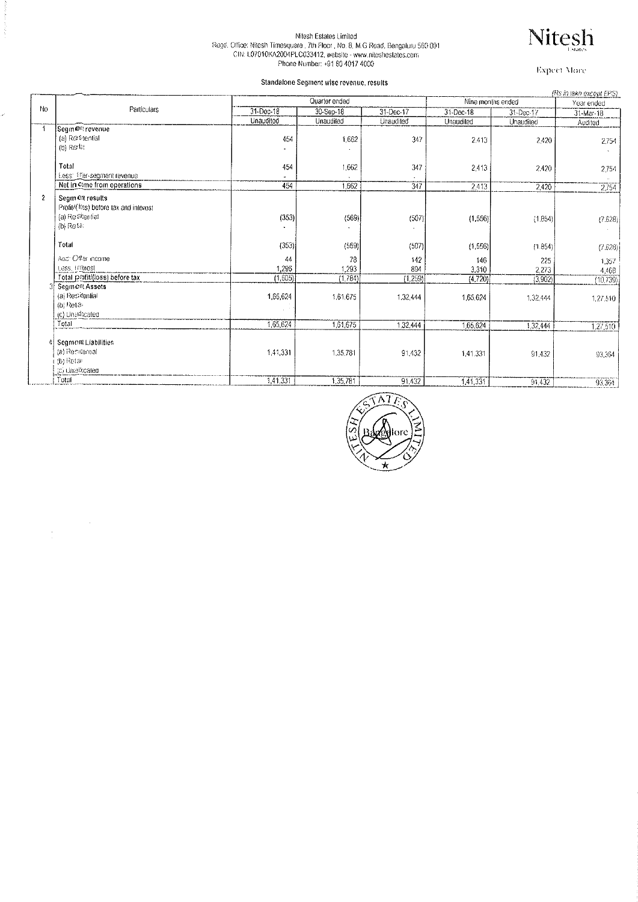Nitesh Estates Limited
Regd. Office: Nitesh Timesquare , 7th Floor , No. 8, M.G Road, Bengaluru 560 001
CIN: L07010KA2004PLC033412, website - www.niteshestates.com
Phone Number: +91 80 4017 4000

**Nitesh**
Estates
Expect More

### Standalone Segment wise revenue, results

*(Rs in lakh except EPS)*

| No | Particulars | Quarter ended | | | Nine months ended | | Year ended |
|---|---|---|---|---|---|---|---|
| | | 31-Dec-18 | 30-Sep-18 | 31-Dec-17 | 31-Dec-18 | 31-Dec-17 | 31-Mar-18 |
| | | Unaudited | Unaudited | Unaudited | Unaudited | Unaudited | Audited |
| 1 | **Segment revenue** | | | | | | |
| | (a) Residential | 454 | 1,662 | 347 | 2,413 | 2,420 | 2,754 |
| | (b) Retail | - | - | | | | - |
| | **Total** | 454 | 1,662 | 347 | 2,413 | 2,420 | 2,754 |
| | Less: Inter-segment revenue | - | | | | | |
| | **Net income from operations** | 454 | 1,662 | 347 | 2,413 | 2,420 | 2,754 |
| 2 | **Segment results** | | | | | | |
| | Profit/(loss) before tax and interest | | | | | | |
| | (a) Residential | (353) | (569) | (507) | (1,556) | (1,854) | (7,628) |
| | (b) Retail | - | - | - | | | - |
| | **Total** | (353) | (569) | (507) | (1,556) | (1,854) | (7,628) |
| | Add: Other income | 44 | 78 | 142 | 146 | 225 | 1,357 |
| | Less: Interest | 1,296 | 1,293 | 894 | 3,310 | 2,273 | 4,468 |
| | **Total profit/(loss) before tax** | (1,605) | (1,784) | (1,259) | (4,720) | (3,902) | (10,739) |
| 3 | **Segment Assets** | | | | | | |
| | (a) Residential | 1,65,624 | 1,61,675 | 1,32,444 | 1,65,624 | 1,32,444 | 1,27,510 |
| | (b) Retail | | | | | | |
| | (c) Unallocated | | | | | | |
| | Total | 1,65,624 | 1,61,675 | 1,32,444 | 1,65,624 | 1,32,444 | 1,27,510 |
| 4 | **Segment Liabilities** | | | | | | |
| | (a) Residential | 1,41,331 | 1,35,781 | 91,432 | 1,41,331 | 91,432 | 93,364 |
| | (b) Retail | | | | | | |
| | (c) Unallocated | | | | | | |
| | Total | 1,41,331 | 1,35,781 | 91,432 | 1,41,331 | 91,432 | 93,364 |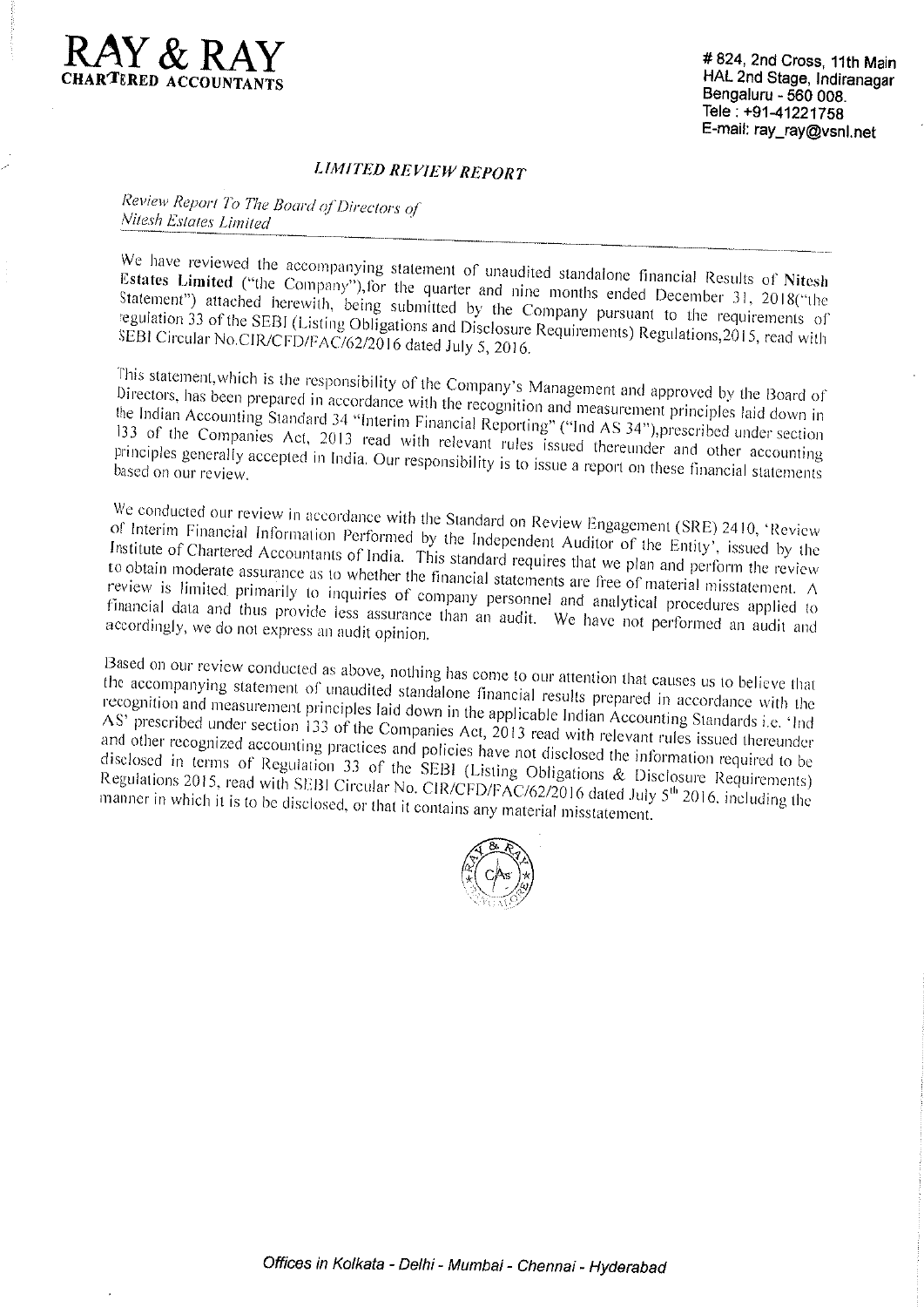# RAY & RAY
**CHARTERED ACCOUNTANTS**

# 824, 2nd Cross, 11th Main
HAL 2nd Stage, Indiranagar
Bengaluru - 560 008.
Tele : +91-41221758
E-mail: ray_ray@vsnl.net

## *LIMITED REVIEW REPORT*

*Review Report To The Board of Directors of Nitesh Estates Limited*

We have reviewed the accompanying statement of unaudited standalone financial Results of **Nitesh Estates Limited** ("the Company"),for the quarter and nine months ended December 31, 2018("the Statement") attached herewith, being submitted by the Company pursuant to the requirements of regulation 33 of the SEBI (Listing Obligations and Disclosure Requirements) Regulations,2015, read with SEBI Circular No.CIR/CFD/FAC/62/2016 dated July 5, 2016.

This statement,which is the responsibility of the Company's Management and approved by the Board of Directors, has been prepared in accordance with the recognition and measurement principles laid down in the Indian Accounting Standard 34 "Interim Financial Reporting" ("Ind AS 34"),prescribed under section 133 of the Companies Act, 2013 read with relevant rules issued thereunder and other accounting principles generally accepted in India. Our responsibility is to issue a report on these financial statements based on our review.

We conducted our review in accordance with the Standard on Review Engagement (SRE) 2410, 'Review of Interim Financial Information Performed by the Independent Auditor of the Entity', issued by the Institute of Chartered Accountants of India. This standard requires that we plan and perform the review to obtain moderate assurance as to whether the financial statements are free of material misstatement. A review is limited primarily to inquiries of company personnel and analytical procedures applied to financial data and thus provide less assurance than an audit. We have not performed an audit and accordingly, we do not express an audit opinion.

Based on our review conducted as above, nothing has come to our attention that causes us to believe that the accompanying statement of unaudited standalone financial results prepared in accordance with the recognition and measurement principles laid down in the applicable Indian Accounting Standards i.e. 'Ind AS' prescribed under section 133 of the Companies Act, 2013 read with relevant rules issued thereunder and other recognized accounting practices and policies have not disclosed the information required to be disclosed in terms of Regulation 33 of the SEBI (Listing Obligations & Disclosure Requirements) Regulations 2015, read with SEBI Circular No. CIR/CFD/FAC/62/2016 dated July 5th 2016, including the manner in which it is to be disclosed, or that it contains any material misstatement.

*Offices in Kolkata - Delhi - Mumbai - Chennai - Hyderabad*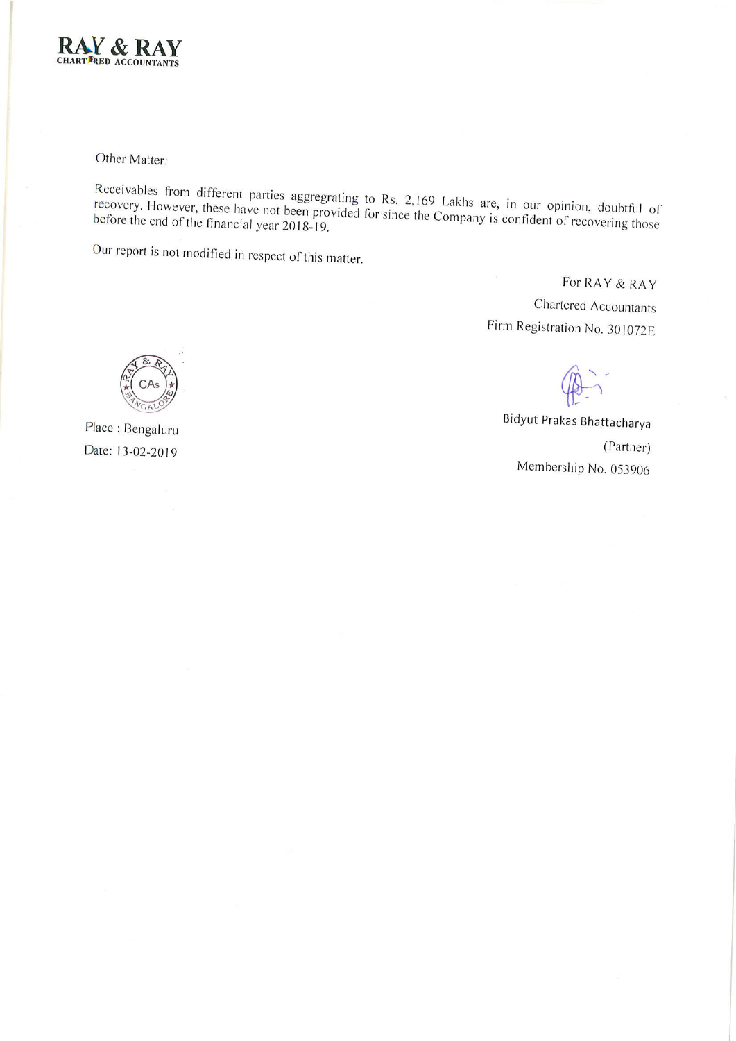**RAY & RAY**
CHARTERED ACCOUNTANTS

Other Matter:

Receivables from different parties aggregrating to Rs. 2,169 Lakhs are, in our opinion, doubtful of recovery. However, these have not been provided for since the Company is confident of recovering those before the end of the financial year 2018-19.

Our report is not modified in respect of this matter.

For RAY & RAY
Chartered Accountants
Firm Registration No. 301072E

Bidyut Prakas Bhattacharya
(Partner)
Membership No. 053906

Place : Bengaluru
Date: 13-02-2019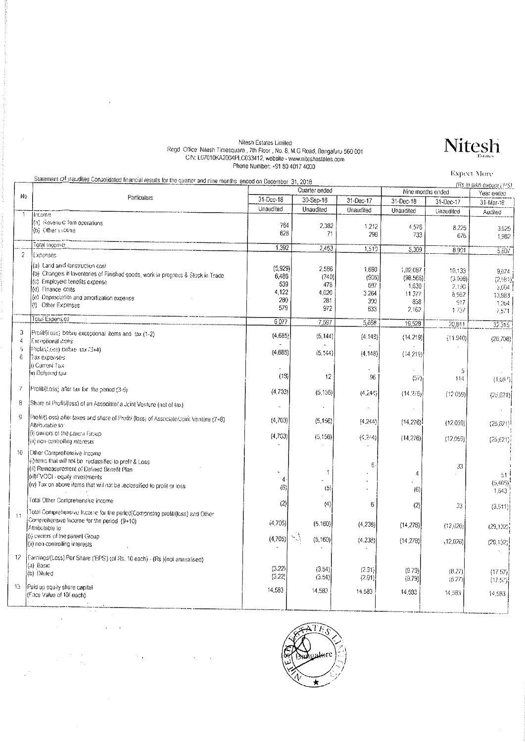Nitesh Estates Limited
Regd. Office: Nitesh Timesquare, 7th Floor, No. 8, M.G Road, Bengaluru 560 001
CIN: L07010KA2004PLC033412, website - www.niteshestates.com
Phone Number: +91 80 4017 4000

**Nitesh**
Estates
Expect More

Statement of unaudited Consolidated financial results for the quarter and nine months ended on December 31, 2018

*(Rs in lakh except EPS)*

| No | Particulars | Quarter ended | | | Nine months ended | | Year ended |
|---|---|---|---|---|---|---|---|
| | | 31-Dec-18 | 30-Sep-18 | 31-Dec-17 | 31-Dec-18 | 31-Dec-17 | 31-Mar-18 |
| | | Unaudited | Unaudited | Unaudited | Unaudited | Unaudited | Audited |
| 1 | Income | | | | | | |
| | (a) Revenue from operations | 764 | 2,382 | 1,212 | 4,576 | 8,225 | 3,625 |
| | (b) Other income | 628 | 71 | 298 | 733 | 676 | 1,982 |
| | Total Income | 1,392 | 2,453 | 1,510 | 5,309 | 8,901 | 5,607 |
| 2 | Expenses | | | | | | |
| | (a) Land and construction cost | (5,929) | 2,586 | 1,680 | 1,02,087 | 10,133 | 9,074 |
| | (b) Changes in Inventories of Finished goods, work in progress & Stock in Trade | 6,486 | (740) | (906) | (98,566) | (3,998) | (2,581) |
| | (c) Employee benefits expense | 539 | 478 | 687 | 1,630 | 2,190 | 3,004 |
| | (d) Finance costs | 4,122 | 4,020 | 3,264 | 11,377 | 8,962 | 13,983 |
| | (e) Depreciation and amortization expense | 280 | 281 | 300 | 858 | 917 | 1,264 |
| | (f) Other Expenses | 579 | 972 | 633 | 2,162 | 1,737 | 7,571 |
| | Total Expenses | 6,077 | 7,597 | 5,658 | 19,528 | 20,841 | 32,315 |
| 3 | Profit/(Loss) before exceptional items and tax (1-2) | (4,685) | (5,144) | (4,148) | (14,219) | (11,940) | (26,708) |
| 4 | Exceptional items | - | - | - | - | | |
| 5 | Profit/(Loss) before tax (3+4) | (4,685) | (5,144) | (4,148) | (14,219) | | |
| 6 | Tax expenses | | | | | | |
| | i) Current Tax | - | | - | | 5 | |
| | ii) Deferred tax | (19) | 12 | 96 | (57) | 114 | (1,087) |
| 7 | Profit/(Loss) after tax for the period (3-6) | (4,703) | (5,156) | (4,244) | (14,276) | (12,059) | (25,621) |
| 8 | Share of Profit/(loss) of an Associate/ a Joint Venture (net of tax) | - | | - | | | |
| 9 | Profit/(Loss) after taxes and share of Profit/ (loss) of Associate/Joint Venture (7+8) Attributable to: | (4,703) | (5,156) | (4,244) | (14,276) | (12,059) | (25,621) |
| | (i) owners of the parent Group | (4,703) | (5,156) | (4,244) | (14,276) | (12,059) | (25,621) |
| | (ii) non-controlling interests | - | | | | | |
| 10 | Other Comprehensive Income | | | | | | |
| | (i)Items that will not be reclassified to profit & Loss | | | | | | |
| | (ii) Remeasurement of Defined Benefit Plan | - | 1 | 6 | 4 | 33 | 51 |
| | (iii)FVOCI - equity investments | 4 | - | - | - | | (5,405) |
| | (iv) Tax on above items that will not be reclassified to profit or loss | (6) | (5) | - | (6) | | 1,643 |
| | Total Other Comprehensive income | (2) | (4) | 6 | (2) | 33 | (3,511) |
| 11 | Total Comprehensive Income for the period(Comprising profit/(loss) and Other Comprehensive Income for the period (9+10) Attributable to: | (4,705) | (5,160) | (4,238) | (14,278) | (12,026) | (29,132) |
| | (i) owners of the parent Group | (4,705) | (5,160) | (4,238) | (14,278) | (12,026) | (29,132) |
| | (ii) non-controlling interests | - | | - | | | |
| 12 | Earnings/(Loss) Per Share ('EPS') (of Rs. 10 each) - (Rs.)(not annualised) | | | | | | |
| | (a) Basic | (3.22) | (3.54) | (2.91) | (9.79) | (8.27) | (17.57) |
| | (b) Diluted | (3.22) | (3.54) | (2.91) | (9.79) | (8.27) | (17.57) |
| 13 | Paid up equity share capital (Face Value of 10/-each) | 14,583 | 14,583 | 14,583 | 14,583 | 14,583 | 14,583 |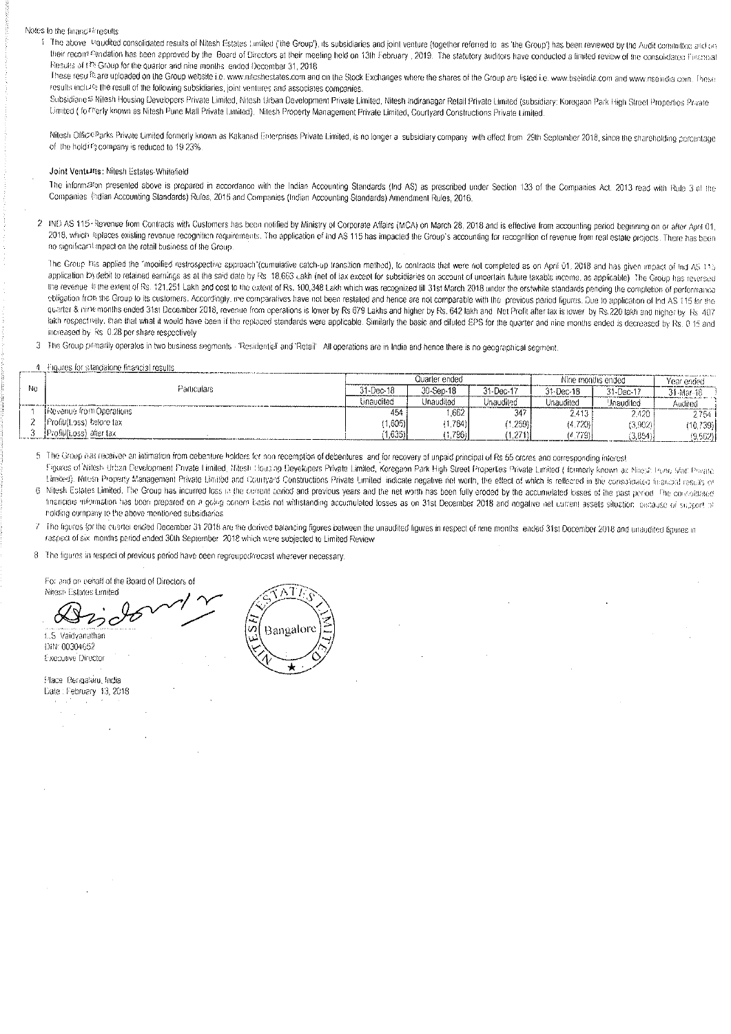Notes to the financial results

1. The above unaudited consolidated results of Nitesh Estates Limited ('the Group'), its subsidiaries and joint venture (together referred to as 'the Group') has been reviewed by the Audit committee and on their recommendation has been approved by the Board of Directors at their meeting held on 13th February, 2019. The statutory auditors have conducted a limited review of the consolidated Financial Results of the Group for the quarter and nine months ended December 31, 2018.

   These results are uploaded on the Group website i.e. www.niteshestates.com and on the Stock Exchanges where the shares of the Group are listed i.e. www.bseindia.com and www.nseindia.com. These results include the result of the following subsidiaries, joint ventures and associates companies.

   Subsidiaries: Nitesh Housing Developers Private Limited, Nitesh Urban Development Private Limited, Nitesh Indiranagar Retail Private Limited (subsidiary: Koregaon Park High Street Properties Private Limited (formerly known as Nitesh Pune Mall Private Limited), Nitesh Property Management Private Limited, Courtyard Constructions Private Limited.

   Nitesh Office Parks Private Limited formerly known as Kakanad Enterprises Private Limited, is no longer a subsidiary company with effect from 29th September 2018, since the shareholding percentage of the holding company is reduced to 19.23%.

   **Joint Ventures:** Nitesh Estates-Whitefield

   The information presented above is prepared in accordance with the Indian Accounting Standards (Ind AS) as prescribed under Section 133 of the Companies Act, 2013 read with Rule 3 of the Companies (Indian Accounting Standards) Rules, 2015 and Companies (Indian Accounting Standards) Amendment Rules, 2016.

2. IND AS 115- Revenue from Contracts with Customers has been notified by Ministry of Corporate Affairs (MCA) on March 28, 2018 and is effective from accounting period beginning on or after April 01, 2018, which replaces existing revenue recognition requirements. The application of Ind AS 115 has impacted the Group's accounting for recognition of revenue from real estate projects. There has been no significant impact on the retail business of the Group.

   The Group has applied the "modified restrospective approach"(cumulative catch-up transition method), to contracts that were not completed as on April 01, 2018 and has given impact of Ind AS 115 application by debit to retained earnings as at the said date by Rs. 18,663 Lakh (net of tax except for subsidiaries on account of uncertain future taxable income, as applicable). The Group has reversed the revenue to the extent of Rs. 121,251 Lakh and cost to the extent of Rs. 100,348 Lakh which was recognized till 31st March 2018 under the erstwhile standards pending the completion of performance obligation from the Group to its customers. Accordingly, the comparatives have not been restated and hence are not comparable with the previous period figures. Due to application of Ind AS 115 for the quarter & nine months ended 31st December 2018, revenue from operations is lower by Rs 679 Lakhs and higher by Rs. 642 lakh and Net Profit after tax is lower by Rs.220 lakh and higher by Rs. 407 lakh respectively, than that what it would have been if the replaced standards were applicable. Similarly the basic and diluted EPS for the quarter and nine months ended is decreased by Rs. 0.15 and increased by Rs. 0.28 per share respectively.

3. The Group primarily operates in two business segments - 'Residential' and 'Retail'. All operations are in India and hence there is no geographical segment.

4. Figures for standalone financial results

| No | Particulars | Quarter ended | | | Nine months ended | | Year ended |
|---|---|---|---|---|---|---|---|
| | | 31-Dec-18 | 30-Sep-18 | 31-Dec-17 | 31-Dec-18 | 31-Dec-17 | 31-Mar-18 |
| | | Unaudited | Unaudited | Unaudited | Unaudited | Unaudited | Audited |
| 1 | Revenue from Operations | 454 | 1,662 | 347 | 2,413 | 2,420 | 2,764 |
| 2 | Profit/(Loss) before tax | (1,606) | (1,764) | (1,259) | (4,720) | (3,902) | (10,739) |
| 3 | Profit/(Loss) after tax | (1,635) | (1,796) | (1,271) | (4,779) | (3,854) | (9,562) |

5. The Group has received an intimation from debenture holders for non recemption of debentures and for recovery of unpaid principal of Rs 65 crores and corresponding interest.

   Figures of Nitesh Urban Development Private Limited, Nitesh Housing Developers Private Limited, Koregaon Park High Street Properties Private Limited (formerly known as Nitesh Pune Mall Private Limited), Nitesh Property Management Private Limited and Courtyard Constructions Private Limited indicate negative net worth, the effect of which is reflected in the consolidated financial results of

6. Nitesh Estates Limited. The Group has incurred loss in the current period and previous years and the net worth has been fully eroded by the accumulated losses of the past period. The consolidated financials information has been prepared on a going concern basis not withstanding accumulated losses as on 31st December 2018 and negative net current assets situation, because of support of holding company to the above mentioned subsidiaries.

7. The figures for the quarter ended December 31 2018 are the derived balancing figures between the unaudited figures in respect of nine months ended 31st December 2018 and unaudited figures in respect of six months period ended 30th September 2018 which were subjected to Limited Review.

8. The figures in respect of previous period have been regrouped/recast wherever necessary.

For and on behalf of the Board of Directors of
Nitesh Estates Limited

L.S. Vaidyanathan
DIN: 00304652
Executive Director

Place: Bengaluru, India
Date: February 13, 2018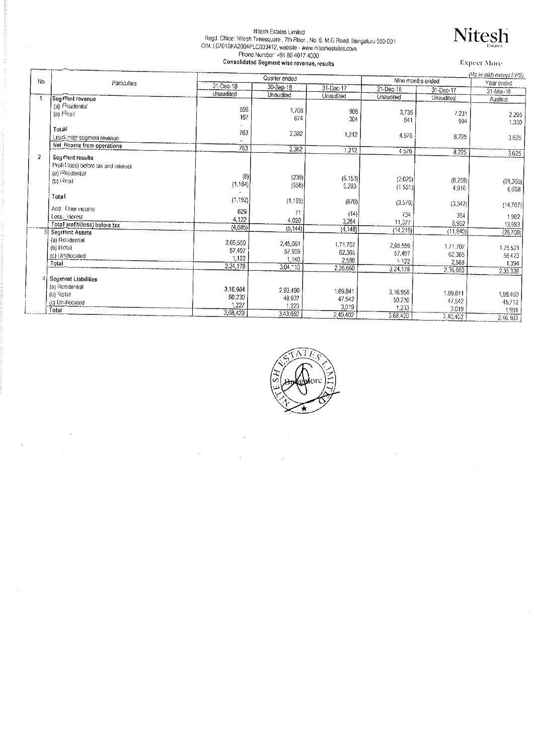Nitesh Estates Limited
Regd. Office: Nitesh Timesquare, 7th Floor, No. 8, M.G Road, Bengaluru 560 001
CIN: L07010KA2004PLC033412, website - www.niteshestates.com
Phone Number: +91 80 4017 4000

**Consolidated Segment wise revenue, results**

**Nitesh**
Estates

Expect More

(Rs in lakh except EPS)

| No | Particulars | Quarter ended | | | Nine months ended | | Year ended |
|---|---|---|---|---|---|---|---|
| | | 31-Dec-18 | 30-Sep-18 | 31-Dec-17 | 31-Dec-18 | 31-Dec-17 | 31-Mar-18 |
| | | Unaudited | Unaudited | Unaudited | Unaudited | Unaudited | Audited |
| 1 | **Segment revenue** | | | | | | |
| | (a) Residential | 596 | 1,708 | 908 | 3,735 | 7,231 | 2,295 |
| | (b) Retail | 167 | 674 | 304 | 841 | 994 | 1,330 |
| | Total | 763 | 2,382 | 1,212 | 4,576 | 8,225 | 3,625 |
| | Less: Inter-segment revenue | - | | | | | |
| | **Net income from operations** | 763 | 2,382 | 1,212 | 4,576 | 8,225 | 3,625 |
| 2 | **Segment results** | | | | | | |
| | Profit/(loss) before tax and interest | | | | | | |
| | (a) Residential | (8) | (239) | (6,153) | (2,025) | (8,258) | (21,365) |
| | (b) Retail | (1,184) | (956) | 5,283 | (1,551) | 4,916 | 6,658 |
| | Total | (1,192) | (1,195) | (870) | (3,576) | (3,342) | (14,707) |
| | Add: Other income | 629 | 71 | (14) | 734 | 364 | 1,982 |
| | Less: Interest | 4,122 | 4,020 | 3,264 | 11,377 | 8,962 | 13,983 |
| | **Total profit/(loss) before tax** | (4,685) | (5,144) | (4,148) | (14,219) | (11,940) | (26,708) |
| 3 | **Segment Assets** | | | | | | |
| | (a) Residential | 2,65,559 | 2,45,061 | 1,71,707 | 2,65,559 | 1,71,707 | 1,75,521 |
| | (b) Retail | 57,497 | 57,909 | 62,365 | 57,497 | 62,365 | 58,423 |
| | (c) Unallocated | 1,122 | 1,140 | 2,588 | 1,122 | 2,588 | 1,394 |
| | Total | 3,24,178 | 3,04,110 | 2,36,660 | 3,24,178 | 2,36,660 | 2,35,338 |
| 4 | **Segment Liabilities** | | | | | | |
| | (a) Residential | 3,16,964 | 2,93,490 | 1,89,841 | 3,16,958 | 1,89,841 | 1,98,460 |
| | (b) Retail | 50,230 | 48,937 | 47,542 | 50,230 | 47,542 | 45,712 |
| | (c) Unallocated | 1,227 | 1,223 | 3,019 | 1,233 | 3,019 | 1,991 |
| | Total | 3,68,420 | 3,43,650 | 2,40,402 | 3,68,420 | 2,40,402 | 2,46,163 |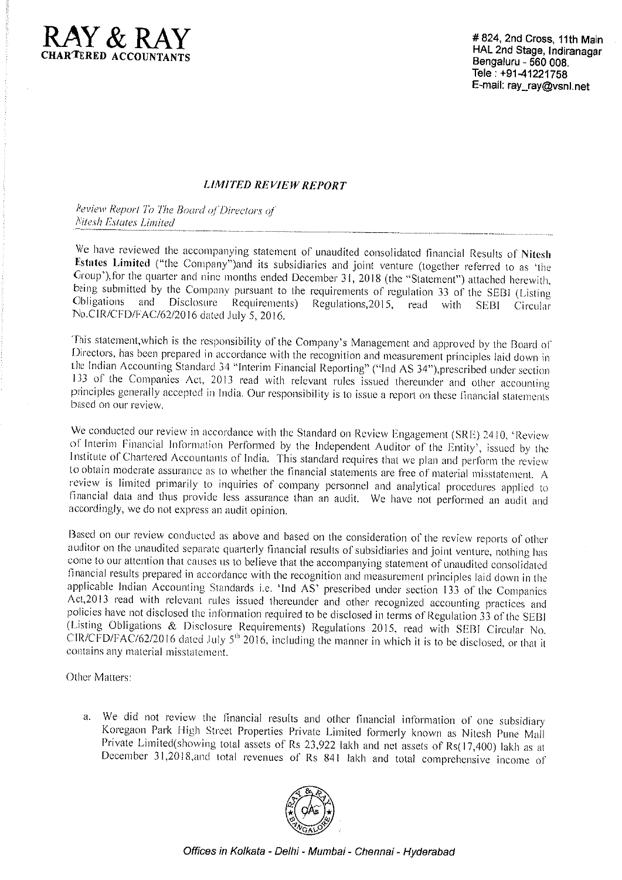# RAY & RAY
**CHARTERED ACCOUNTANTS**

# 824, 2nd Cross, 11th Main
HAL 2nd Stage, Indiranagar
Bengaluru - 560 008.
Tele : +91-41221758
E-mail: ray_ray@vsnl.net

## *LIMITED REVIEW REPORT*

*Review Report To The Board of Directors of*
*Nitesh Estates Limited*

We have reviewed the accompanying statement of unaudited consolidated financial Results of **Nitesh Estates Limited** ("the Company")and its subsidiaries and joint venture (together referred to as 'the Group'),for the quarter and nine months ended December 31, 2018 (the "Statement") attached herewith, being submitted by the Company pursuant to the requirements of regulation 33 of the SEBI (Listing Obligations and Disclosure Requirements) Regulations,2015, read with SEBI Circular No.CIR/CFD/FAC/62/2016 dated July 5, 2016.

This statement,which is the responsibility of the Company's Management and approved by the Board of Directors, has been prepared in accordance with the recognition and measurement principles laid down in the Indian Accounting Standard 34 "Interim Financial Reporting" ("Ind AS 34"),prescribed under section 133 of the Companies Act, 2013 read with relevant rules issued thereunder and other accounting principles generally accepted in India. Our responsibility is to issue a report on these financial statements based on our review.

We conducted our review in accordance with the Standard on Review Engagement (SRE) 2410, 'Review of Interim Financial Information Performed by the Independent Auditor of the Entity', issued by the Institute of Chartered Accountants of India. This standard requires that we plan and perform the review to obtain moderate assurance as to whether the financial statements are free of material misstatement. A review is limited primarily to inquiries of company personnel and analytical procedures applied to financial data and thus provide less assurance than an audit. We have not performed an audit and accordingly, we do not express an audit opinion.

Based on our review conducted as above and based on the consideration of the review reports of other auditor on the unaudited separate quarterly financial results of subsidiaries and joint venture, nothing has come to our attention that causes us to believe that the accompanying statement of unaudited consolidated financial results prepared in accordance with the recognition and measurement principles laid down in the applicable Indian Accounting Standards i.e. 'Ind AS' prescribed under section 133 of the Companies Act,2013 read with relevant rules issued thereunder and other recognized accounting practices and policies have not disclosed the information required to be disclosed in terms of Regulation 33 of the SEBI (Listing Obligations & Disclosure Requirements) Regulations 2015, read with SEBI Circular No. CIR/CFD/FAC/62/2016 dated July 5th 2016, including the manner in which it is to be disclosed, or that it contains any material misstatement.

Other Matters:

a. We did not review the financial results and other financial information of one subsidiary Koregaon Park High Street Properties Private Limited formerly known as Nitesh Pune Mall Private Limited(showing total assets of Rs 23,922 lakh and net assets of Rs(17,400) lakh as at December 31,2018,and total revenues of Rs 841 lakh and total comprehensive income of

Offices in Kolkata - Delhi - Mumbai - Chennai - Hyderabad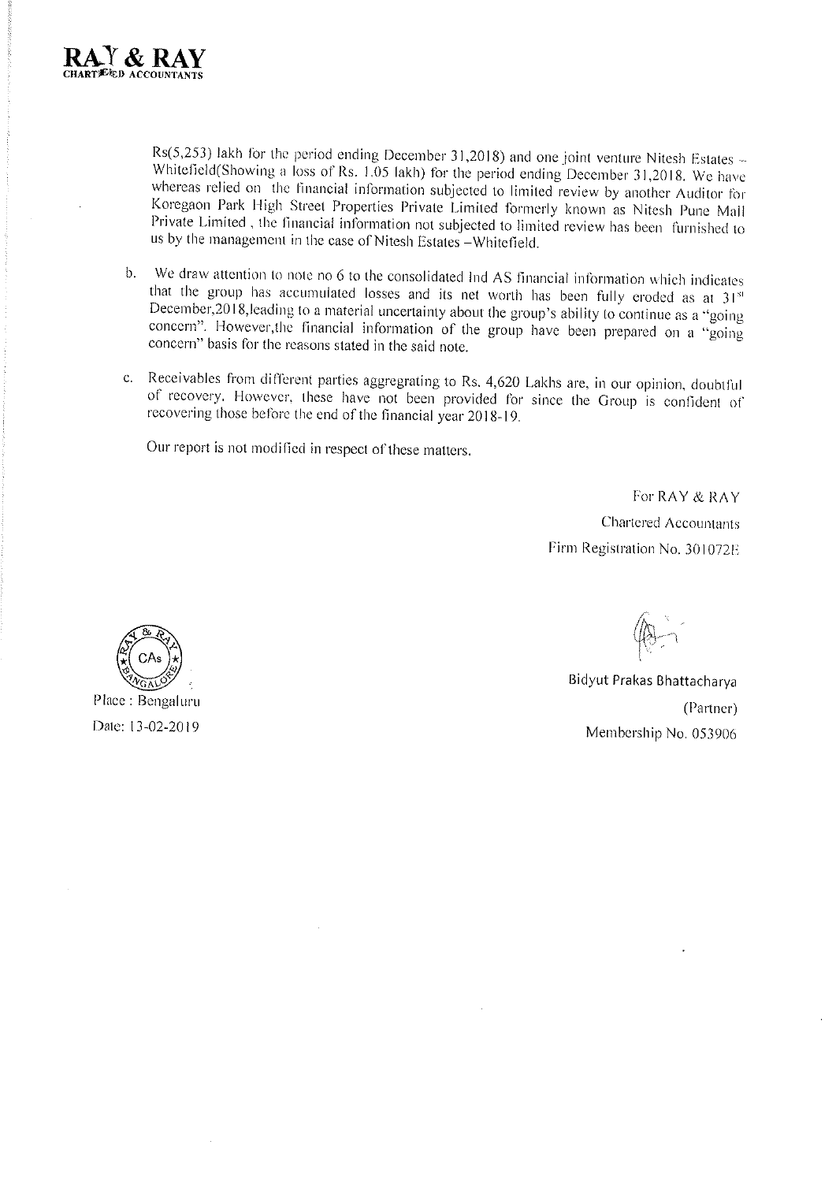Rs(5,253) lakh for the period ending December 31,2018) and one joint venture Nitesh Estates – Whitefield(Showing a loss of Rs. 1.05 lakh) for the period ending December 31,2018. We have whereas relied on the financial information subjected to limited review by another Auditor for Koregaon Park High Street Properties Private Limited formerly known as Nitesh Pune Mall Private Limited , the financial information not subjected to limited review has been furnished to us by the management in the case of Nitesh Estates –Whitefield.

b. We draw attention to note no 6 to the consolidated Ind AS financial information which indicates that the group has accumulated losses and its net worth has been fully eroded as at 31st December,2018,leading to a material uncertainty about the group's ability to continue as a "going concern". However,the financial information of the group have been prepared on a "going concern" basis for the reasons stated in the said note.

c. Receivables from different parties aggregrating to Rs. 4,620 Lakhs are, in our opinion, doubtful of recovery. However, these have not been provided for since the Group is confident of recovering those before the end of the financial year 2018-19.

Our report is not modified in respect of these matters.

For RAY & RAY

Chartered Accountants

Firm Registration No. 301072E

Bidyut Prakas Bhattacharya

(Partner)

Membership No. 053906

Place : Bengaluru

Date: 13-02-2019